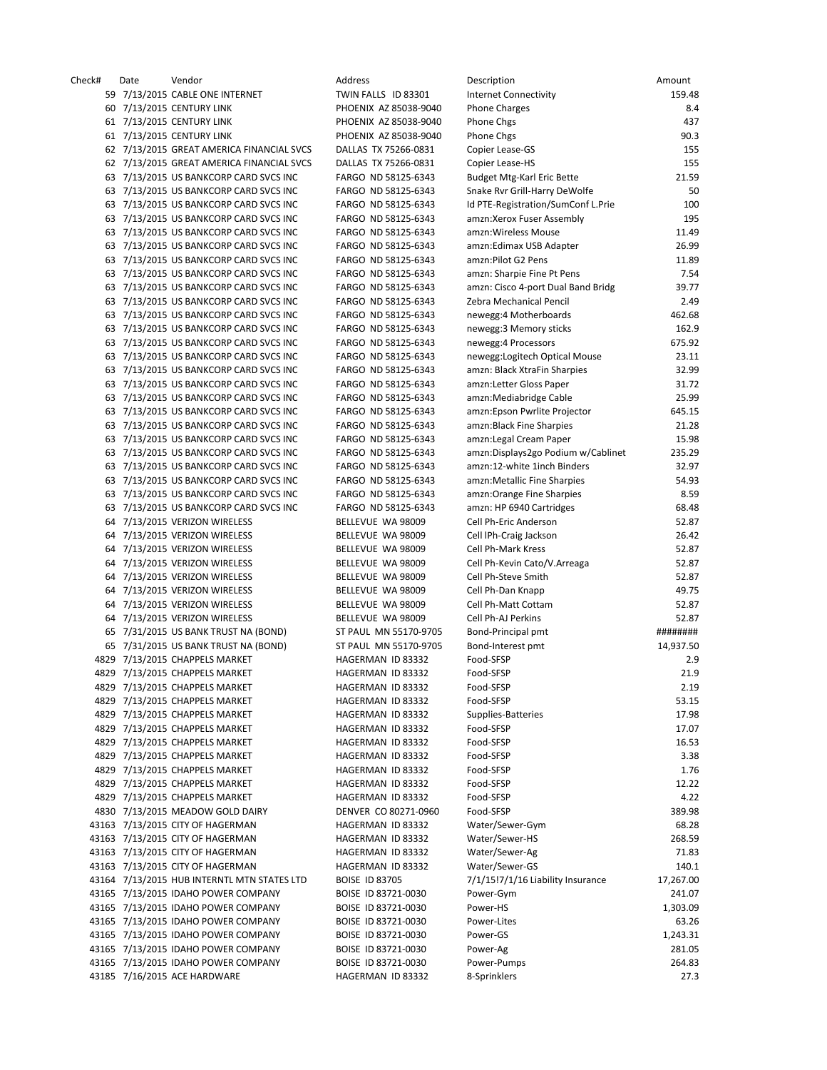| Check# | Date | Vendor | Address | Description | Amount |
|---|---|---|---|---|---|
| 59 | 7/13/2015 | CABLE ONE INTERNET | TWIN FALLS ID 83301 | Internet Connectivity | 159.48 |
| 60 | 7/13/2015 | CENTURY LINK | PHOENIX AZ 85038-9040 | Phone Charges | 8.4 |
| 61 | 7/13/2015 | CENTURY LINK | PHOENIX AZ 85038-9040 | Phone Chgs | 437 |
| 61 | 7/13/2015 | CENTURY LINK | PHOENIX AZ 85038-9040 | Phone Chgs | 90.3 |
| 62 | 7/13/2015 | GREAT AMERICA FINANCIAL SVCS | DALLAS TX 75266-0831 | Copier Lease-GS | 155 |
| 62 | 7/13/2015 | GREAT AMERICA FINANCIAL SVCS | DALLAS TX 75266-0831 | Copier Lease-HS | 155 |
| 63 | 7/13/2015 | US BANKCORP CARD SVCS INC | FARGO ND 58125-6343 | Budget Mtg-Karl Eric Bette | 21.59 |
| 63 | 7/13/2015 | US BANKCORP CARD SVCS INC | FARGO ND 58125-6343 | Snake Rvr Grill-Harry DeWolfe | 50 |
| 63 | 7/13/2015 | US BANKCORP CARD SVCS INC | FARGO ND 58125-6343 | Id PTE-Registration/SumConf L.Prie | 100 |
| 63 | 7/13/2015 | US BANKCORP CARD SVCS INC | FARGO ND 58125-6343 | amzn:Xerox Fuser Assembly | 195 |
| 63 | 7/13/2015 | US BANKCORP CARD SVCS INC | FARGO ND 58125-6343 | amzn:Wireless Mouse | 11.49 |
| 63 | 7/13/2015 | US BANKCORP CARD SVCS INC | FARGO ND 58125-6343 | amzn:Edimax USB Adapter | 26.99 |
| 63 | 7/13/2015 | US BANKCORP CARD SVCS INC | FARGO ND 58125-6343 | amzn:Pilot G2 Pens | 11.89 |
| 63 | 7/13/2015 | US BANKCORP CARD SVCS INC | FARGO ND 58125-6343 | amzn: Sharpie Fine Pt Pens | 7.54 |
| 63 | 7/13/2015 | US BANKCORP CARD SVCS INC | FARGO ND 58125-6343 | amzn: Cisco 4-port Dual Band Bridg | 39.77 |
| 63 | 7/13/2015 | US BANKCORP CARD SVCS INC | FARGO ND 58125-6343 | Zebra Mechanical Pencil | 2.49 |
| 63 | 7/13/2015 | US BANKCORP CARD SVCS INC | FARGO ND 58125-6343 | newegg:4 Motherboards | 462.68 |
| 63 | 7/13/2015 | US BANKCORP CARD SVCS INC | FARGO ND 58125-6343 | newegg:3 Memory sticks | 162.9 |
| 63 | 7/13/2015 | US BANKCORP CARD SVCS INC | FARGO ND 58125-6343 | newegg:4 Processors | 675.92 |
| 63 | 7/13/2015 | US BANKCORP CARD SVCS INC | FARGO ND 58125-6343 | newegg:Logitech Optical Mouse | 23.11 |
| 63 | 7/13/2015 | US BANKCORP CARD SVCS INC | FARGO ND 58125-6343 | amzn: Black XtraFin Sharpies | 32.99 |
| 63 | 7/13/2015 | US BANKCORP CARD SVCS INC | FARGO ND 58125-6343 | amzn:Letter Gloss Paper | 31.72 |
| 63 | 7/13/2015 | US BANKCORP CARD SVCS INC | FARGO ND 58125-6343 | amzn:Mediabridge Cable | 25.99 |
| 63 | 7/13/2015 | US BANKCORP CARD SVCS INC | FARGO ND 58125-6343 | amzn:Epson Pwrlite Projector | 645.15 |
| 63 | 7/13/2015 | US BANKCORP CARD SVCS INC | FARGO ND 58125-6343 | amzn:Black Fine Sharpies | 21.28 |
| 63 | 7/13/2015 | US BANKCORP CARD SVCS INC | FARGO ND 58125-6343 | amzn:Legal Cream Paper | 15.98 |
| 63 | 7/13/2015 | US BANKCORP CARD SVCS INC | FARGO ND 58125-6343 | amzn:Displays2go Podium w/Cablinet | 235.29 |
| 63 | 7/13/2015 | US BANKCORP CARD SVCS INC | FARGO ND 58125-6343 | amzn:12-white 1inch Binders | 32.97 |
| 63 | 7/13/2015 | US BANKCORP CARD SVCS INC | FARGO ND 58125-6343 | amzn:Metallic Fine Sharpies | 54.93 |
| 63 | 7/13/2015 | US BANKCORP CARD SVCS INC | FARGO ND 58125-6343 | amzn:Orange Fine Sharpies | 8.59 |
| 63 | 7/13/2015 | US BANKCORP CARD SVCS INC | FARGO ND 58125-6343 | amzn: HP 6940 Cartridges | 68.48 |
| 64 | 7/13/2015 | VERIZON WIRELESS | BELLEVUE WA 98009 | Cell Ph-Eric Anderson | 52.87 |
| 64 | 7/13/2015 | VERIZON WIRELESS | BELLEVUE WA 98009 | Cell IPh-Craig Jackson | 26.42 |
| 64 | 7/13/2015 | VERIZON WIRELESS | BELLEVUE WA 98009 | Cell Ph-Mark Kress | 52.87 |
| 64 | 7/13/2015 | VERIZON WIRELESS | BELLEVUE WA 98009 | Cell Ph-Kevin Cato/V.Arreaga | 52.87 |
| 64 | 7/13/2015 | VERIZON WIRELESS | BELLEVUE WA 98009 | Cell Ph-Steve Smith | 52.87 |
| 64 | 7/13/2015 | VERIZON WIRELESS | BELLEVUE WA 98009 | Cell Ph-Dan Knapp | 49.75 |
| 64 | 7/13/2015 | VERIZON WIRELESS | BELLEVUE WA 98009 | Cell Ph-Matt Cottam | 52.87 |
| 64 | 7/13/2015 | VERIZON WIRELESS | BELLEVUE WA 98009 | Cell Ph-AJ Perkins | 52.87 |
| 65 | 7/31/2015 | US BANK TRUST NA (BOND) | ST PAUL MN 55170-9705 | Bond-Principal pmt | ######## |
| 65 | 7/31/2015 | US BANK TRUST NA (BOND) | ST PAUL MN 55170-9705 | Bond-Interest pmt | 14,937.50 |
| 4829 | 7/13/2015 | CHAPPELS MARKET | HAGERMAN ID 83332 | Food-SFSP | 2.9 |
| 4829 | 7/13/2015 | CHAPPELS MARKET | HAGERMAN ID 83332 | Food-SFSP | 21.9 |
| 4829 | 7/13/2015 | CHAPPELS MARKET | HAGERMAN ID 83332 | Food-SFSP | 2.19 |
| 4829 | 7/13/2015 | CHAPPELS MARKET | HAGERMAN ID 83332 | Food-SFSP | 53.15 |
| 4829 | 7/13/2015 | CHAPPELS MARKET | HAGERMAN ID 83332 | Supplies-Batteries | 17.98 |
| 4829 | 7/13/2015 | CHAPPELS MARKET | HAGERMAN ID 83332 | Food-SFSP | 17.07 |
| 4829 | 7/13/2015 | CHAPPELS MARKET | HAGERMAN ID 83332 | Food-SFSP | 16.53 |
| 4829 | 7/13/2015 | CHAPPELS MARKET | HAGERMAN ID 83332 | Food-SFSP | 3.38 |
| 4829 | 7/13/2015 | CHAPPELS MARKET | HAGERMAN ID 83332 | Food-SFSP | 1.76 |
| 4829 | 7/13/2015 | CHAPPELS MARKET | HAGERMAN ID 83332 | Food-SFSP | 12.22 |
| 4829 | 7/13/2015 | CHAPPELS MARKET | HAGERMAN ID 83332 | Food-SFSP | 4.22 |
| 4830 | 7/13/2015 | MEADOW GOLD DAIRY | DENVER CO 80271-0960 | Food-SFSP | 389.98 |
| 43163 | 7/13/2015 | CITY OF HAGERMAN | HAGERMAN ID 83332 | Water/Sewer-Gym | 68.28 |
| 43163 | 7/13/2015 | CITY OF HAGERMAN | HAGERMAN ID 83332 | Water/Sewer-HS | 268.59 |
| 43163 | 7/13/2015 | CITY OF HAGERMAN | HAGERMAN ID 83332 | Water/Sewer-Ag | 71.83 |
| 43163 | 7/13/2015 | CITY OF HAGERMAN | HAGERMAN ID 83332 | Water/Sewer-GS | 140.1 |
| 43164 | 7/13/2015 | HUB INTERNTL MTN STATES LTD | BOISE ID 83705 | 7/1/15!7/1/16 Liability Insurance | 17,267.00 |
| 43165 | 7/13/2015 | IDAHO POWER COMPANY | BOISE ID 83721-0030 | Power-Gym | 241.07 |
| 43165 | 7/13/2015 | IDAHO POWER COMPANY | BOISE ID 83721-0030 | Power-HS | 1,303.09 |
| 43165 | 7/13/2015 | IDAHO POWER COMPANY | BOISE ID 83721-0030 | Power-Lites | 63.26 |
| 43165 | 7/13/2015 | IDAHO POWER COMPANY | BOISE ID 83721-0030 | Power-GS | 1,243.31 |
| 43165 | 7/13/2015 | IDAHO POWER COMPANY | BOISE ID 83721-0030 | Power-Ag | 281.05 |
| 43165 | 7/13/2015 | IDAHO POWER COMPANY | BOISE ID 83721-0030 | Power-Pumps | 264.83 |
| 43185 | 7/16/2015 | ACE HARDWARE | HAGERMAN ID 83332 | 8-Sprinklers | 27.3 |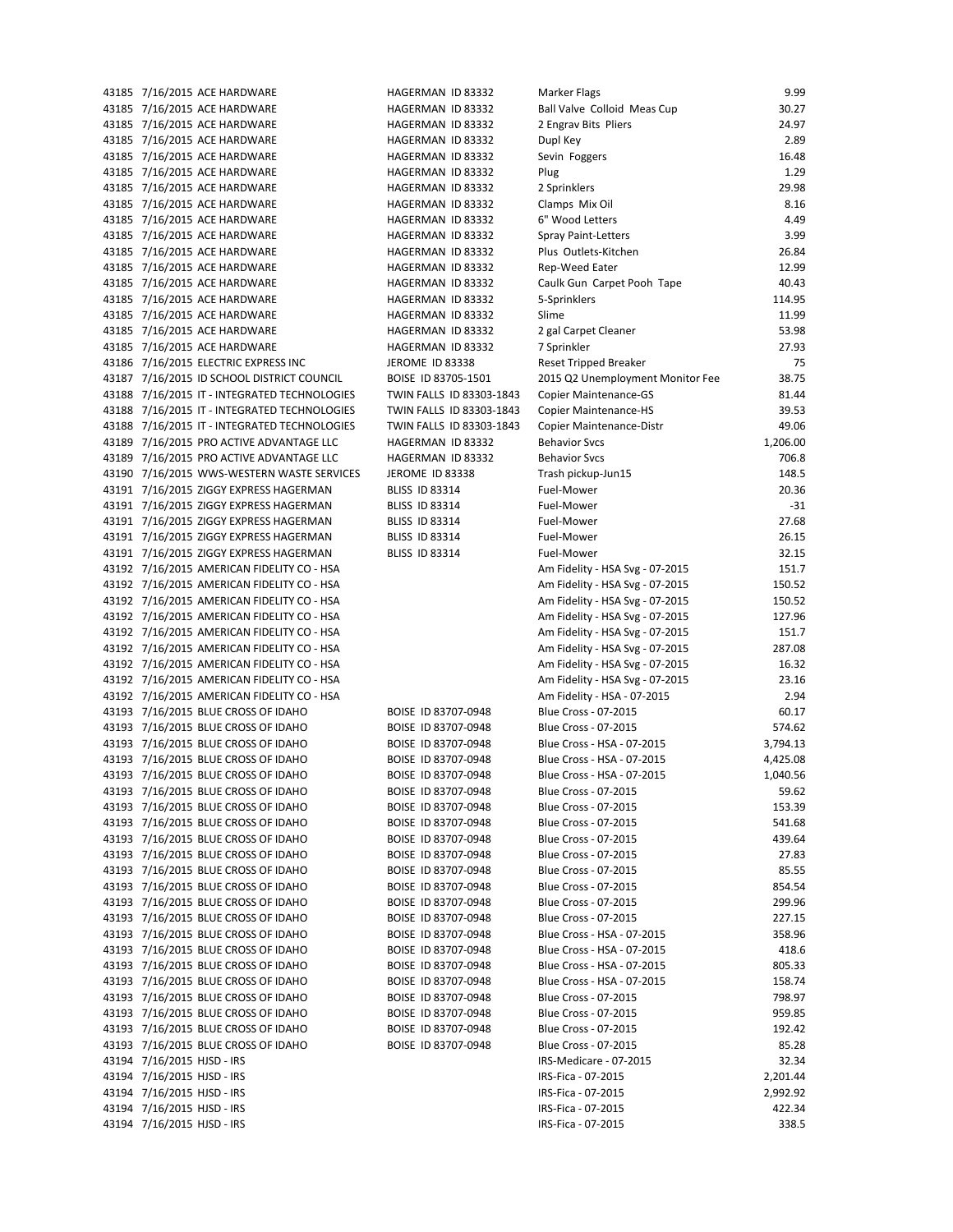| | | | | | |
|---|---|---|---|---|---|
| 43185 | 7/16/2015 | ACE HARDWARE | HAGERMAN ID 83332 | Marker Flags | 9.99 |
| 43185 | 7/16/2015 | ACE HARDWARE | HAGERMAN ID 83332 | Ball Valve Colloid Meas Cup | 30.27 |
| 43185 | 7/16/2015 | ACE HARDWARE | HAGERMAN ID 83332 | 2 Engrav Bits Pliers | 24.97 |
| 43185 | 7/16/2015 | ACE HARDWARE | HAGERMAN ID 83332 | Dupl Key | 2.89 |
| 43185 | 7/16/2015 | ACE HARDWARE | HAGERMAN ID 83332 | Sevin Foggers | 16.48 |
| 43185 | 7/16/2015 | ACE HARDWARE | HAGERMAN ID 83332 | Plug | 1.29 |
| 43185 | 7/16/2015 | ACE HARDWARE | HAGERMAN ID 83332 | 2 Sprinklers | 29.98 |
| 43185 | 7/16/2015 | ACE HARDWARE | HAGERMAN ID 83332 | Clamps Mix Oil | 8.16 |
| 43185 | 7/16/2015 | ACE HARDWARE | HAGERMAN ID 83332 | 6" Wood Letters | 4.49 |
| 43185 | 7/16/2015 | ACE HARDWARE | HAGERMAN ID 83332 | Spray Paint-Letters | 3.99 |
| 43185 | 7/16/2015 | ACE HARDWARE | HAGERMAN ID 83332 | Plus Outlets-Kitchen | 26.84 |
| 43185 | 7/16/2015 | ACE HARDWARE | HAGERMAN ID 83332 | Rep-Weed Eater | 12.99 |
| 43185 | 7/16/2015 | ACE HARDWARE | HAGERMAN ID 83332 | Caulk Gun Carpet Pooh Tape | 40.43 |
| 43185 | 7/16/2015 | ACE HARDWARE | HAGERMAN ID 83332 | 5-Sprinklers | 114.95 |
| 43185 | 7/16/2015 | ACE HARDWARE | HAGERMAN ID 83332 | Slime | 11.99 |
| 43185 | 7/16/2015 | ACE HARDWARE | HAGERMAN ID 83332 | 2 gal Carpet Cleaner | 53.98 |
| 43185 | 7/16/2015 | ACE HARDWARE | HAGERMAN ID 83332 | 7 Sprinkler | 27.93 |
| 43186 | 7/16/2015 | ELECTRIC EXPRESS INC | JEROME ID 83338 | Reset Tripped Breaker | 75 |
| 43187 | 7/16/2015 | ID SCHOOL DISTRICT COUNCIL | BOISE ID 83705-1501 | 2015 Q2 Unemployment Monitor Fee | 38.75 |
| 43188 | 7/16/2015 | IT - INTEGRATED TECHNOLOGIES | TWIN FALLS ID 83303-1843 | Copier Maintenance-GS | 81.44 |
| 43188 | 7/16/2015 | IT - INTEGRATED TECHNOLOGIES | TWIN FALLS ID 83303-1843 | Copier Maintenance-HS | 39.53 |
| 43188 | 7/16/2015 | IT - INTEGRATED TECHNOLOGIES | TWIN FALLS ID 83303-1843 | Copier Maintenance-Distr | 49.06 |
| 43189 | 7/16/2015 | PRO ACTIVE ADVANTAGE LLC | HAGERMAN ID 83332 | Behavior Svcs | 1,206.00 |
| 43189 | 7/16/2015 | PRO ACTIVE ADVANTAGE LLC | HAGERMAN ID 83332 | Behavior Svcs | 706.8 |
| 43190 | 7/16/2015 | WWS-WESTERN WASTE SERVICES | JEROME ID 83338 | Trash pickup-Jun15 | 148.5 |
| 43191 | 7/16/2015 | ZIGGY EXPRESS HAGERMAN | BLISS ID 83314 | Fuel-Mower | 20.36 |
| 43191 | 7/16/2015 | ZIGGY EXPRESS HAGERMAN | BLISS ID 83314 | Fuel-Mower | -31 |
| 43191 | 7/16/2015 | ZIGGY EXPRESS HAGERMAN | BLISS ID 83314 | Fuel-Mower | 27.68 |
| 43191 | 7/16/2015 | ZIGGY EXPRESS HAGERMAN | BLISS ID 83314 | Fuel-Mower | 26.15 |
| 43191 | 7/16/2015 | ZIGGY EXPRESS HAGERMAN | BLISS ID 83314 | Fuel-Mower | 32.15 |
| 43192 | 7/16/2015 | AMERICAN FIDELITY CO - HSA | | Am Fidelity - HSA Svg - 07-2015 | 151.7 |
| 43192 | 7/16/2015 | AMERICAN FIDELITY CO - HSA | | Am Fidelity - HSA Svg - 07-2015 | 150.52 |
| 43192 | 7/16/2015 | AMERICAN FIDELITY CO - HSA | | Am Fidelity - HSA Svg - 07-2015 | 150.52 |
| 43192 | 7/16/2015 | AMERICAN FIDELITY CO - HSA | | Am Fidelity - HSA Svg - 07-2015 | 127.96 |
| 43192 | 7/16/2015 | AMERICAN FIDELITY CO - HSA | | Am Fidelity - HSA Svg - 07-2015 | 151.7 |
| 43192 | 7/16/2015 | AMERICAN FIDELITY CO - HSA | | Am Fidelity - HSA Svg - 07-2015 | 287.08 |
| 43192 | 7/16/2015 | AMERICAN FIDELITY CO - HSA | | Am Fidelity - HSA Svg - 07-2015 | 16.32 |
| 43192 | 7/16/2015 | AMERICAN FIDELITY CO - HSA | | Am Fidelity - HSA Svg - 07-2015 | 23.16 |
| 43192 | 7/16/2015 | AMERICAN FIDELITY CO - HSA | | Am Fidelity - HSA - 07-2015 | 2.94 |
| 43193 | 7/16/2015 | BLUE CROSS OF IDAHO | BOISE ID 83707-0948 | Blue Cross - 07-2015 | 60.17 |
| 43193 | 7/16/2015 | BLUE CROSS OF IDAHO | BOISE ID 83707-0948 | Blue Cross - 07-2015 | 574.62 |
| 43193 | 7/16/2015 | BLUE CROSS OF IDAHO | BOISE ID 83707-0948 | Blue Cross - HSA - 07-2015 | 3,794.13 |
| 43193 | 7/16/2015 | BLUE CROSS OF IDAHO | BOISE ID 83707-0948 | Blue Cross - HSA - 07-2015 | 4,425.08 |
| 43193 | 7/16/2015 | BLUE CROSS OF IDAHO | BOISE ID 83707-0948 | Blue Cross - HSA - 07-2015 | 1,040.56 |
| 43193 | 7/16/2015 | BLUE CROSS OF IDAHO | BOISE ID 83707-0948 | Blue Cross - 07-2015 | 59.62 |
| 43193 | 7/16/2015 | BLUE CROSS OF IDAHO | BOISE ID 83707-0948 | Blue Cross - 07-2015 | 153.39 |
| 43193 | 7/16/2015 | BLUE CROSS OF IDAHO | BOISE ID 83707-0948 | Blue Cross - 07-2015 | 541.68 |
| 43193 | 7/16/2015 | BLUE CROSS OF IDAHO | BOISE ID 83707-0948 | Blue Cross - 07-2015 | 439.64 |
| 43193 | 7/16/2015 | BLUE CROSS OF IDAHO | BOISE ID 83707-0948 | Blue Cross - 07-2015 | 27.83 |
| 43193 | 7/16/2015 | BLUE CROSS OF IDAHO | BOISE ID 83707-0948 | Blue Cross - 07-2015 | 85.55 |
| 43193 | 7/16/2015 | BLUE CROSS OF IDAHO | BOISE ID 83707-0948 | Blue Cross - 07-2015 | 854.54 |
| 43193 | 7/16/2015 | BLUE CROSS OF IDAHO | BOISE ID 83707-0948 | Blue Cross - 07-2015 | 299.96 |
| 43193 | 7/16/2015 | BLUE CROSS OF IDAHO | BOISE ID 83707-0948 | Blue Cross - 07-2015 | 227.15 |
| 43193 | 7/16/2015 | BLUE CROSS OF IDAHO | BOISE ID 83707-0948 | Blue Cross - HSA - 07-2015 | 358.96 |
| 43193 | 7/16/2015 | BLUE CROSS OF IDAHO | BOISE ID 83707-0948 | Blue Cross - HSA - 07-2015 | 418.6 |
| 43193 | 7/16/2015 | BLUE CROSS OF IDAHO | BOISE ID 83707-0948 | Blue Cross - HSA - 07-2015 | 805.33 |
| 43193 | 7/16/2015 | BLUE CROSS OF IDAHO | BOISE ID 83707-0948 | Blue Cross - HSA - 07-2015 | 158.74 |
| 43193 | 7/16/2015 | BLUE CROSS OF IDAHO | BOISE ID 83707-0948 | Blue Cross - 07-2015 | 798.97 |
| 43193 | 7/16/2015 | BLUE CROSS OF IDAHO | BOISE ID 83707-0948 | Blue Cross - 07-2015 | 959.85 |
| 43193 | 7/16/2015 | BLUE CROSS OF IDAHO | BOISE ID 83707-0948 | Blue Cross - 07-2015 | 192.42 |
| 43193 | 7/16/2015 | BLUE CROSS OF IDAHO | BOISE ID 83707-0948 | Blue Cross - 07-2015 | 85.28 |
| 43194 | 7/16/2015 | HJSD - IRS | | IRS-Medicare - 07-2015 | 32.34 |
| 43194 | 7/16/2015 | HJSD - IRS | | IRS-Fica - 07-2015 | 2,201.44 |
| 43194 | 7/16/2015 | HJSD - IRS | | IRS-Fica - 07-2015 | 2,992.92 |
| 43194 | 7/16/2015 | HJSD - IRS | | IRS-Fica - 07-2015 | 422.34 |
| 43194 | 7/16/2015 | HJSD - IRS | | IRS-Fica - 07-2015 | 338.5 |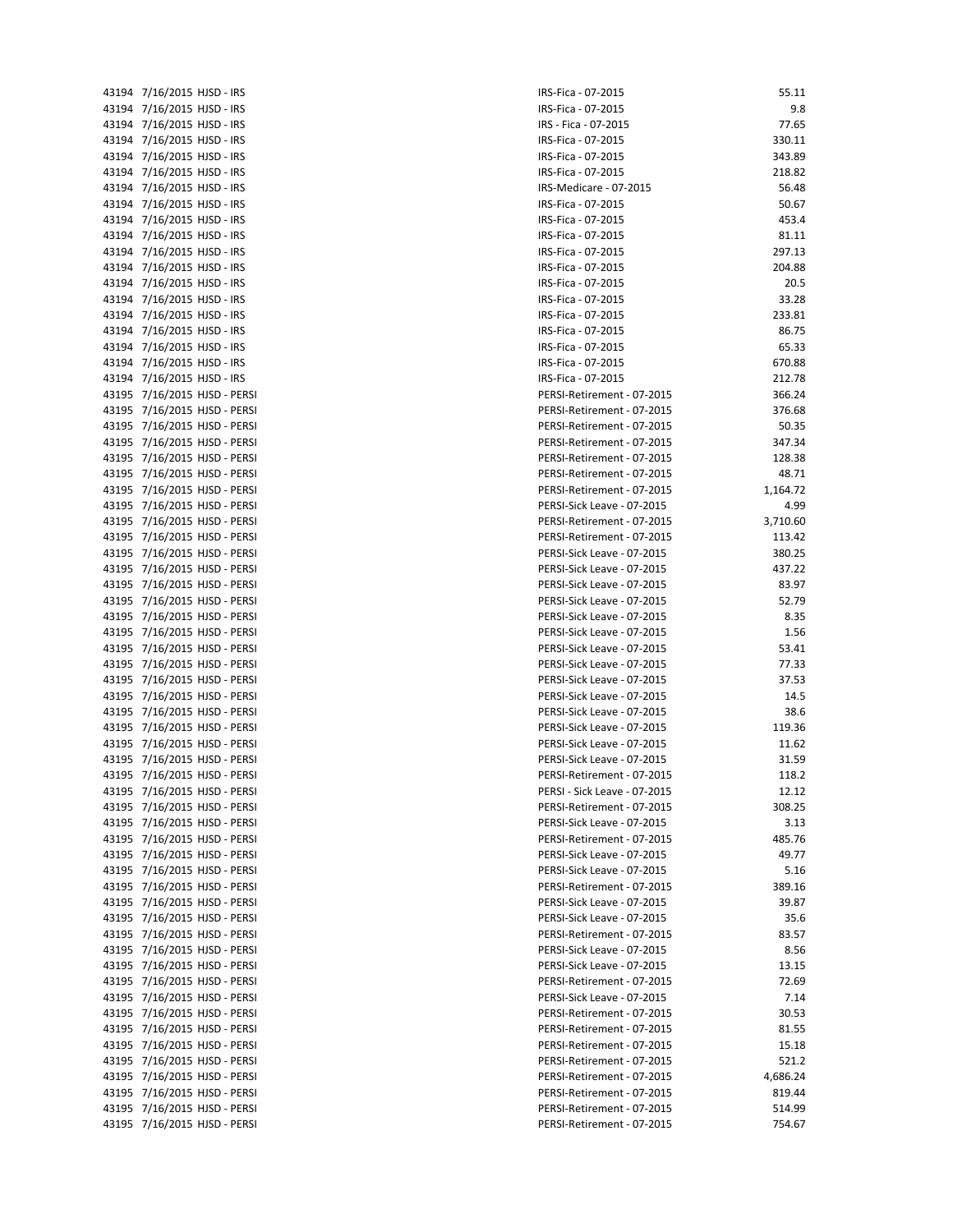| | | | | |
|---|---|---|---|---|
| 43194 | 7/16/2015 | HJSD - IRS | IRS-Fica - 07-2015 | 55.11 |
| 43194 | 7/16/2015 | HJSD - IRS | IRS-Fica - 07-2015 | 9.8 |
| 43194 | 7/16/2015 | HJSD - IRS | IRS - Fica - 07-2015 | 77.65 |
| 43194 | 7/16/2015 | HJSD - IRS | IRS-Fica - 07-2015 | 330.11 |
| 43194 | 7/16/2015 | HJSD - IRS | IRS-Fica - 07-2015 | 343.89 |
| 43194 | 7/16/2015 | HJSD - IRS | IRS-Fica - 07-2015 | 218.82 |
| 43194 | 7/16/2015 | HJSD - IRS | IRS-Medicare - 07-2015 | 56.48 |
| 43194 | 7/16/2015 | HJSD - IRS | IRS-Fica - 07-2015 | 50.67 |
| 43194 | 7/16/2015 | HJSD - IRS | IRS-Fica - 07-2015 | 453.4 |
| 43194 | 7/16/2015 | HJSD - IRS | IRS-Fica - 07-2015 | 81.11 |
| 43194 | 7/16/2015 | HJSD - IRS | IRS-Fica - 07-2015 | 297.13 |
| 43194 | 7/16/2015 | HJSD - IRS | IRS-Fica - 07-2015 | 204.88 |
| 43194 | 7/16/2015 | HJSD - IRS | IRS-Fica - 07-2015 | 20.5 |
| 43194 | 7/16/2015 | HJSD - IRS | IRS-Fica - 07-2015 | 33.28 |
| 43194 | 7/16/2015 | HJSD - IRS | IRS-Fica - 07-2015 | 233.81 |
| 43194 | 7/16/2015 | HJSD - IRS | IRS-Fica - 07-2015 | 86.75 |
| 43194 | 7/16/2015 | HJSD - IRS | IRS-Fica - 07-2015 | 65.33 |
| 43194 | 7/16/2015 | HJSD - IRS | IRS-Fica - 07-2015 | 670.88 |
| 43194 | 7/16/2015 | HJSD - IRS | IRS-Fica - 07-2015 | 212.78 |
| 43195 | 7/16/2015 | HJSD - PERSI | PERSI-Retirement - 07-2015 | 366.24 |
| 43195 | 7/16/2015 | HJSD - PERSI | PERSI-Retirement - 07-2015 | 376.68 |
| 43195 | 7/16/2015 | HJSD - PERSI | PERSI-Retirement - 07-2015 | 50.35 |
| 43195 | 7/16/2015 | HJSD - PERSI | PERSI-Retirement - 07-2015 | 347.34 |
| 43195 | 7/16/2015 | HJSD - PERSI | PERSI-Retirement - 07-2015 | 128.38 |
| 43195 | 7/16/2015 | HJSD - PERSI | PERSI-Retirement - 07-2015 | 48.71 |
| 43195 | 7/16/2015 | HJSD - PERSI | PERSI-Retirement - 07-2015 | 1,164.72 |
| 43195 | 7/16/2015 | HJSD - PERSI | PERSI-Sick Leave - 07-2015 | 4.99 |
| 43195 | 7/16/2015 | HJSD - PERSI | PERSI-Retirement - 07-2015 | 3,710.60 |
| 43195 | 7/16/2015 | HJSD - PERSI | PERSI-Retirement - 07-2015 | 113.42 |
| 43195 | 7/16/2015 | HJSD - PERSI | PERSI-Sick Leave - 07-2015 | 380.25 |
| 43195 | 7/16/2015 | HJSD - PERSI | PERSI-Sick Leave - 07-2015 | 437.22 |
| 43195 | 7/16/2015 | HJSD - PERSI | PERSI-Sick Leave - 07-2015 | 83.97 |
| 43195 | 7/16/2015 | HJSD - PERSI | PERSI-Sick Leave - 07-2015 | 52.79 |
| 43195 | 7/16/2015 | HJSD - PERSI | PERSI-Sick Leave - 07-2015 | 8.35 |
| 43195 | 7/16/2015 | HJSD - PERSI | PERSI-Sick Leave - 07-2015 | 1.56 |
| 43195 | 7/16/2015 | HJSD - PERSI | PERSI-Sick Leave - 07-2015 | 53.41 |
| 43195 | 7/16/2015 | HJSD - PERSI | PERSI-Sick Leave - 07-2015 | 77.33 |
| 43195 | 7/16/2015 | HJSD - PERSI | PERSI-Sick Leave - 07-2015 | 37.53 |
| 43195 | 7/16/2015 | HJSD - PERSI | PERSI-Sick Leave - 07-2015 | 14.5 |
| 43195 | 7/16/2015 | HJSD - PERSI | PERSI-Sick Leave - 07-2015 | 38.6 |
| 43195 | 7/16/2015 | HJSD - PERSI | PERSI-Sick Leave - 07-2015 | 119.36 |
| 43195 | 7/16/2015 | HJSD - PERSI | PERSI-Sick Leave - 07-2015 | 11.62 |
| 43195 | 7/16/2015 | HJSD - PERSI | PERSI-Sick Leave - 07-2015 | 31.59 |
| 43195 | 7/16/2015 | HJSD - PERSI | PERSI-Retirement - 07-2015 | 118.2 |
| 43195 | 7/16/2015 | HJSD - PERSI | PERSI - Sick Leave - 07-2015 | 12.12 |
| 43195 | 7/16/2015 | HJSD - PERSI | PERSI-Retirement - 07-2015 | 308.25 |
| 43195 | 7/16/2015 | HJSD - PERSI | PERSI-Sick Leave - 07-2015 | 3.13 |
| 43195 | 7/16/2015 | HJSD - PERSI | PERSI-Retirement - 07-2015 | 485.76 |
| 43195 | 7/16/2015 | HJSD - PERSI | PERSI-Sick Leave - 07-2015 | 49.77 |
| 43195 | 7/16/2015 | HJSD - PERSI | PERSI-Sick Leave - 07-2015 | 5.16 |
| 43195 | 7/16/2015 | HJSD - PERSI | PERSI-Retirement - 07-2015 | 389.16 |
| 43195 | 7/16/2015 | HJSD - PERSI | PERSI-Sick Leave - 07-2015 | 39.87 |
| 43195 | 7/16/2015 | HJSD - PERSI | PERSI-Sick Leave - 07-2015 | 35.6 |
| 43195 | 7/16/2015 | HJSD - PERSI | PERSI-Retirement - 07-2015 | 83.57 |
| 43195 | 7/16/2015 | HJSD - PERSI | PERSI-Sick Leave - 07-2015 | 8.56 |
| 43195 | 7/16/2015 | HJSD - PERSI | PERSI-Sick Leave - 07-2015 | 13.15 |
| 43195 | 7/16/2015 | HJSD - PERSI | PERSI-Retirement - 07-2015 | 72.69 |
| 43195 | 7/16/2015 | HJSD - PERSI | PERSI-Sick Leave - 07-2015 | 7.14 |
| 43195 | 7/16/2015 | HJSD - PERSI | PERSI-Retirement - 07-2015 | 30.53 |
| 43195 | 7/16/2015 | HJSD - PERSI | PERSI-Retirement - 07-2015 | 81.55 |
| 43195 | 7/16/2015 | HJSD - PERSI | PERSI-Retirement - 07-2015 | 15.18 |
| 43195 | 7/16/2015 | HJSD - PERSI | PERSI-Retirement - 07-2015 | 521.2 |
| 43195 | 7/16/2015 | HJSD - PERSI | PERSI-Retirement - 07-2015 | 4,686.24 |
| 43195 | 7/16/2015 | HJSD - PERSI | PERSI-Retirement - 07-2015 | 819.44 |
| 43195 | 7/16/2015 | HJSD - PERSI | PERSI-Retirement - 07-2015 | 514.99 |
| 43195 | 7/16/2015 | HJSD - PERSI | PERSI-Retirement - 07-2015 | 754.67 |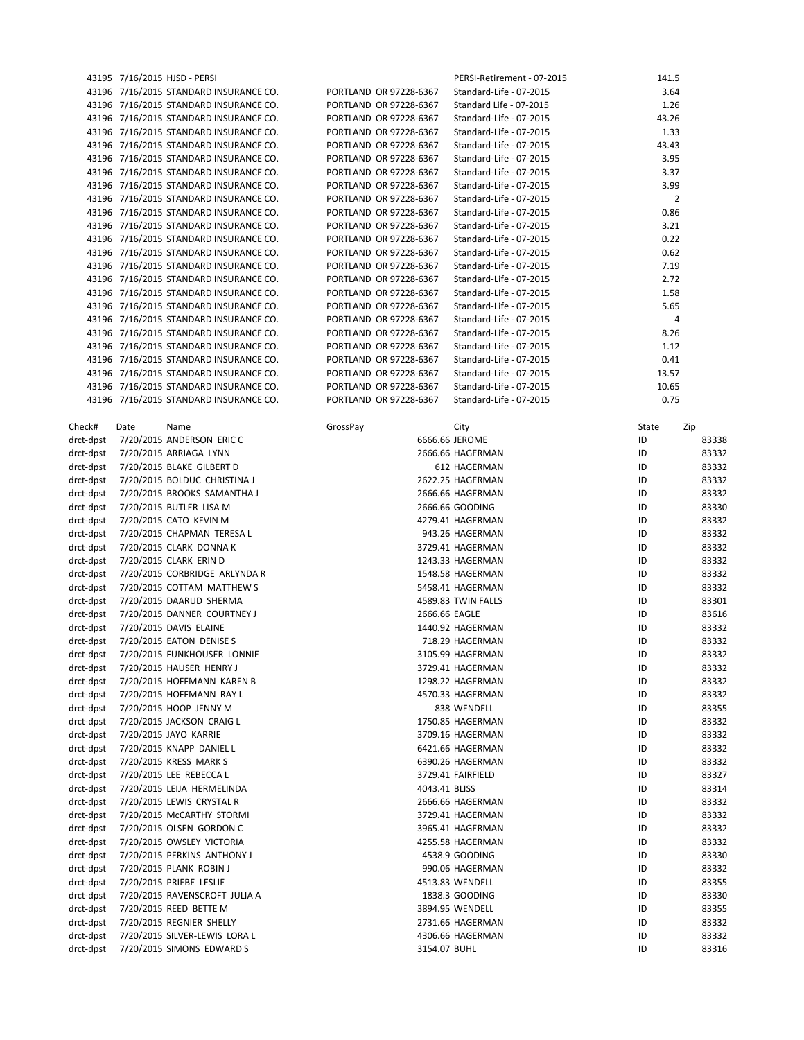| | | | | | |
|---|---|---|---|---|---|
| 43195 | 7/16/2015 | HJSD - PERSI | | PERSI-Retirement - 07-2015 | 141.5 |
| 43196 | 7/16/2015 | STANDARD INSURANCE CO. | PORTLAND OR 97228-6367 | Standard-Life - 07-2015 | 3.64 |
| 43196 | 7/16/2015 | STANDARD INSURANCE CO. | PORTLAND OR 97228-6367 | Standard Life - 07-2015 | 1.26 |
| 43196 | 7/16/2015 | STANDARD INSURANCE CO. | PORTLAND OR 97228-6367 | Standard-Life - 07-2015 | 43.26 |
| 43196 | 7/16/2015 | STANDARD INSURANCE CO. | PORTLAND OR 97228-6367 | Standard-Life - 07-2015 | 1.33 |
| 43196 | 7/16/2015 | STANDARD INSURANCE CO. | PORTLAND OR 97228-6367 | Standard-Life - 07-2015 | 43.43 |
| 43196 | 7/16/2015 | STANDARD INSURANCE CO. | PORTLAND OR 97228-6367 | Standard-Life - 07-2015 | 3.95 |
| 43196 | 7/16/2015 | STANDARD INSURANCE CO. | PORTLAND OR 97228-6367 | Standard-Life - 07-2015 | 3.37 |
| 43196 | 7/16/2015 | STANDARD INSURANCE CO. | PORTLAND OR 97228-6367 | Standard-Life - 07-2015 | 3.99 |
| 43196 | 7/16/2015 | STANDARD INSURANCE CO. | PORTLAND OR 97228-6367 | Standard-Life - 07-2015 | 2 |
| 43196 | 7/16/2015 | STANDARD INSURANCE CO. | PORTLAND OR 97228-6367 | Standard-Life - 07-2015 | 0.86 |
| 43196 | 7/16/2015 | STANDARD INSURANCE CO. | PORTLAND OR 97228-6367 | Standard-Life - 07-2015 | 3.21 |
| 43196 | 7/16/2015 | STANDARD INSURANCE CO. | PORTLAND OR 97228-6367 | Standard-Life - 07-2015 | 0.22 |
| 43196 | 7/16/2015 | STANDARD INSURANCE CO. | PORTLAND OR 97228-6367 | Standard-Life - 07-2015 | 0.62 |
| 43196 | 7/16/2015 | STANDARD INSURANCE CO. | PORTLAND OR 97228-6367 | Standard-Life - 07-2015 | 7.19 |
| 43196 | 7/16/2015 | STANDARD INSURANCE CO. | PORTLAND OR 97228-6367 | Standard-Life - 07-2015 | 2.72 |
| 43196 | 7/16/2015 | STANDARD INSURANCE CO. | PORTLAND OR 97228-6367 | Standard-Life - 07-2015 | 1.58 |
| 43196 | 7/16/2015 | STANDARD INSURANCE CO. | PORTLAND OR 97228-6367 | Standard-Life - 07-2015 | 5.65 |
| 43196 | 7/16/2015 | STANDARD INSURANCE CO. | PORTLAND OR 97228-6367 | Standard-Life - 07-2015 | 4 |
| 43196 | 7/16/2015 | STANDARD INSURANCE CO. | PORTLAND OR 97228-6367 | Standard-Life - 07-2015 | 8.26 |
| 43196 | 7/16/2015 | STANDARD INSURANCE CO. | PORTLAND OR 97228-6367 | Standard-Life - 07-2015 | 1.12 |
| 43196 | 7/16/2015 | STANDARD INSURANCE CO. | PORTLAND OR 97228-6367 | Standard-Life - 07-2015 | 0.41 |
| 43196 | 7/16/2015 | STANDARD INSURANCE CO. | PORTLAND OR 97228-6367 | Standard-Life - 07-2015 | 13.57 |
| 43196 | 7/16/2015 | STANDARD INSURANCE CO. | PORTLAND OR 97228-6367 | Standard-Life - 07-2015 | 10.65 |
| 43196 | 7/16/2015 | STANDARD INSURANCE CO. | PORTLAND OR 97228-6367 | Standard-Life - 07-2015 | 0.75 |

| Check# | Date | Name | GrossPay | City | State | Zip |
|---|---|---|---|---|---|---|
| drct-dpst | 7/20/2015 | ANDERSON ERIC C | 6666.66 | JEROME | ID | 83338 |
| drct-dpst | 7/20/2015 | ARRIAGA LYNN | 2666.66 | HAGERMAN | ID | 83332 |
| drct-dpst | 7/20/2015 | BLAKE GILBERT D | 612 | HAGERMAN | ID | 83332 |
| drct-dpst | 7/20/2015 | BOLDUC CHRISTINA J | 2622.25 | HAGERMAN | ID | 83332 |
| drct-dpst | 7/20/2015 | BROOKS SAMANTHA J | 2666.66 | HAGERMAN | ID | 83332 |
| drct-dpst | 7/20/2015 | BUTLER LISA M | 2666.66 | GOODING | ID | 83330 |
| drct-dpst | 7/20/2015 | CATO KEVIN M | 4279.41 | HAGERMAN | ID | 83332 |
| drct-dpst | 7/20/2015 | CHAPMAN TERESA L | 943.26 | HAGERMAN | ID | 83332 |
| drct-dpst | 7/20/2015 | CLARK DONNA K | 3729.41 | HAGERMAN | ID | 83332 |
| drct-dpst | 7/20/2015 | CLARK ERIN D | 1243.33 | HAGERMAN | ID | 83332 |
| drct-dpst | 7/20/2015 | CORBRIDGE ARLYNDA R | 1548.58 | HAGERMAN | ID | 83332 |
| drct-dpst | 7/20/2015 | COTTAM MATTHEW S | 5458.41 | HAGERMAN | ID | 83332 |
| drct-dpst | 7/20/2015 | DAARUD SHERMA | 4589.83 | TWIN FALLS | ID | 83301 |
| drct-dpst | 7/20/2015 | DANNER COURTNEY J | 2666.66 | EAGLE | ID | 83616 |
| drct-dpst | 7/20/2015 | DAVIS ELAINE | 1440.92 | HAGERMAN | ID | 83332 |
| drct-dpst | 7/20/2015 | EATON DENISE S | 718.29 | HAGERMAN | ID | 83332 |
| drct-dpst | 7/20/2015 | FUNKHOUSER LONNIE | 3105.99 | HAGERMAN | ID | 83332 |
| drct-dpst | 7/20/2015 | HAUSER HENRY J | 3729.41 | HAGERMAN | ID | 83332 |
| drct-dpst | 7/20/2015 | HOFFMANN KAREN B | 1298.22 | HAGERMAN | ID | 83332 |
| drct-dpst | 7/20/2015 | HOFFMANN RAY L | 4570.33 | HAGERMAN | ID | 83332 |
| drct-dpst | 7/20/2015 | HOOP JENNY M | 838 | WENDELL | ID | 83355 |
| drct-dpst | 7/20/2015 | JACKSON CRAIG L | 1750.85 | HAGERMAN | ID | 83332 |
| drct-dpst | 7/20/2015 | JAYO KARRIE | 3709.16 | HAGERMAN | ID | 83332 |
| drct-dpst | 7/20/2015 | KNAPP DANIEL L | 6421.66 | HAGERMAN | ID | 83332 |
| drct-dpst | 7/20/2015 | KRESS MARK S | 6390.26 | HAGERMAN | ID | 83332 |
| drct-dpst | 7/20/2015 | LEE REBECCA L | 3729.41 | FAIRFIELD | ID | 83327 |
| drct-dpst | 7/20/2015 | LEIJA HERMELINDA | 4043.41 | BLISS | ID | 83314 |
| drct-dpst | 7/20/2015 | LEWIS CRYSTAL R | 2666.66 | HAGERMAN | ID | 83332 |
| drct-dpst | 7/20/2015 | McCARTHY STORMI | 3729.41 | HAGERMAN | ID | 83332 |
| drct-dpst | 7/20/2015 | OLSEN GORDON C | 3965.41 | HAGERMAN | ID | 83332 |
| drct-dpst | 7/20/2015 | OWSLEY VICTORIA | 4255.58 | HAGERMAN | ID | 83332 |
| drct-dpst | 7/20/2015 | PERKINS ANTHONY J | 4538.9 | GOODING | ID | 83330 |
| drct-dpst | 7/20/2015 | PLANK ROBIN J | 990.06 | HAGERMAN | ID | 83332 |
| drct-dpst | 7/20/2015 | PRIEBE LESLIE | 4513.83 | WENDELL | ID | 83355 |
| drct-dpst | 7/20/2015 | RAVENSCROFT JULIA A | 1838.3 | GOODING | ID | 83330 |
| drct-dpst | 7/20/2015 | REED BETTE M | 3894.95 | WENDELL | ID | 83355 |
| drct-dpst | 7/20/2015 | REGNIER SHELLY | 2731.66 | HAGERMAN | ID | 83332 |
| drct-dpst | 7/20/2015 | SILVER-LEWIS LORA L | 4306.66 | HAGERMAN | ID | 83332 |
| drct-dpst | 7/20/2015 | SIMONS EDWARD S | 3154.07 | BUHL | ID | 83316 |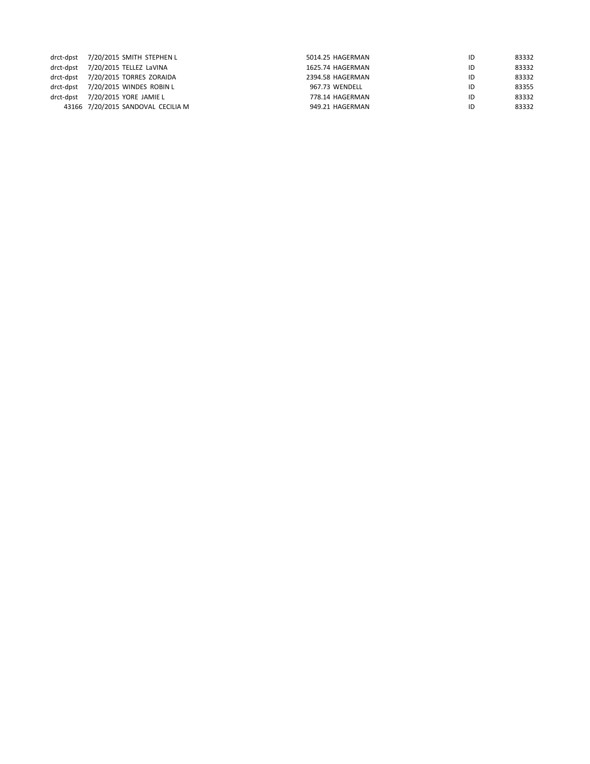| | | | | | | |
|---|---|---|---|---|---|---|
| drct-dpst | 7/20/2015 | SMITH STEPHEN L | 5014.25 | HAGERMAN | ID | 83332 |
| drct-dpst | 7/20/2015 | TELLEZ LaVINA | 1625.74 | HAGERMAN | ID | 83332 |
| drct-dpst | 7/20/2015 | TORRES ZORAIDA | 2394.58 | HAGERMAN | ID | 83332 |
| drct-dpst | 7/20/2015 | WINDES ROBIN L | 967.73 | WENDELL | ID | 83355 |
| drct-dpst | 7/20/2015 | YORE JAMIE L | 778.14 | HAGERMAN | ID | 83332 |
| 43166 | 7/20/2015 | SANDOVAL CECILIA M | 949.21 | HAGERMAN | ID | 83332 |